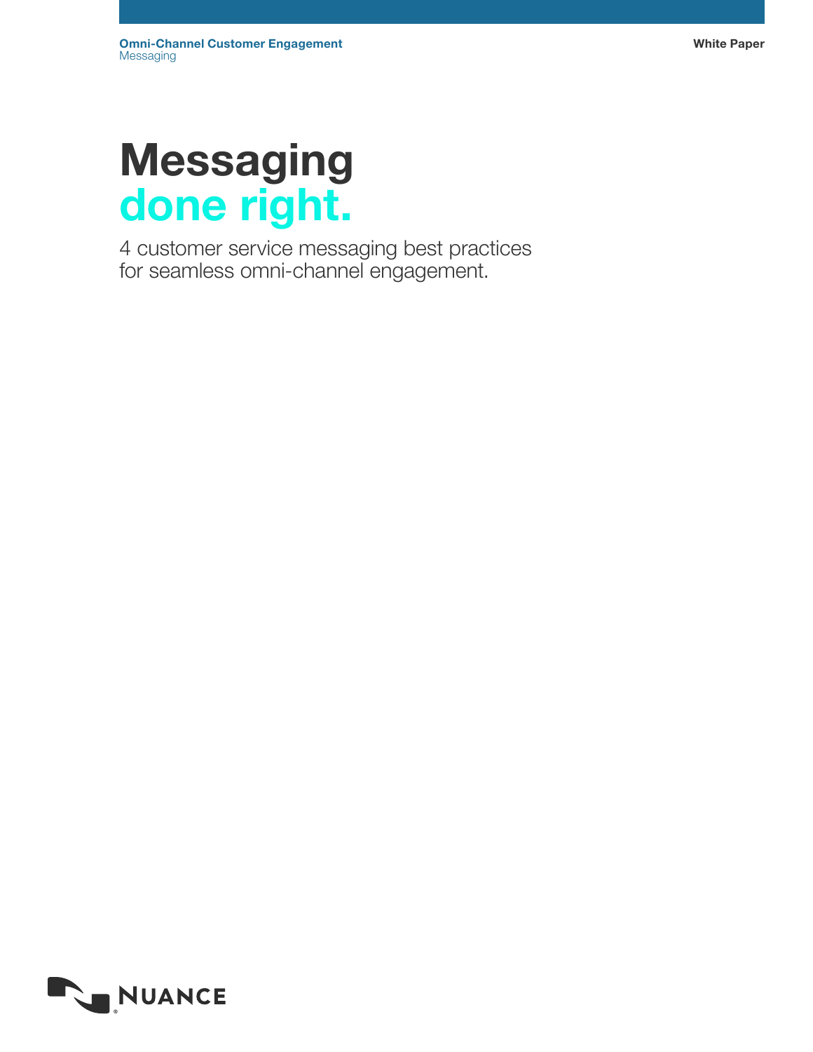**Omni-Channel Customer Engagement**
Messaging

**White Paper**

# Messaging done right.

4 customer service messaging best practices for seamless omni-channel engagement.

NUANCE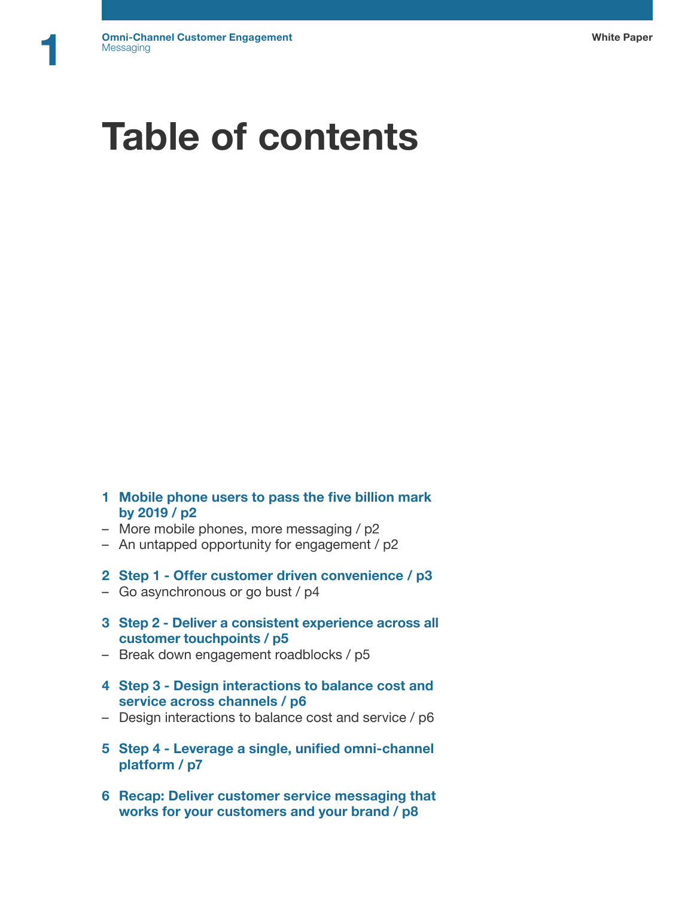# Table of contents

1. **Mobile phone users to pass the five billion mark by 2019 / p2**
   - More mobile phones, more messaging / p2
   - An untapped opportunity for engagement / p2

2. **Step 1 - Offer customer driven convenience / p3**
   - Go asynchronous or go bust / p4

3. **Step 2 - Deliver a consistent experience across all customer touchpoints / p5**
   - Break down engagement roadblocks / p5

4. **Step 3 - Design interactions to balance cost and service across channels / p6**
   - Design interactions to balance cost and service / p6

5. **Step 4 - Leverage a single, unified omni-channel platform / p7**

6. **Recap: Deliver customer service messaging that works for your customers and your brand / p8**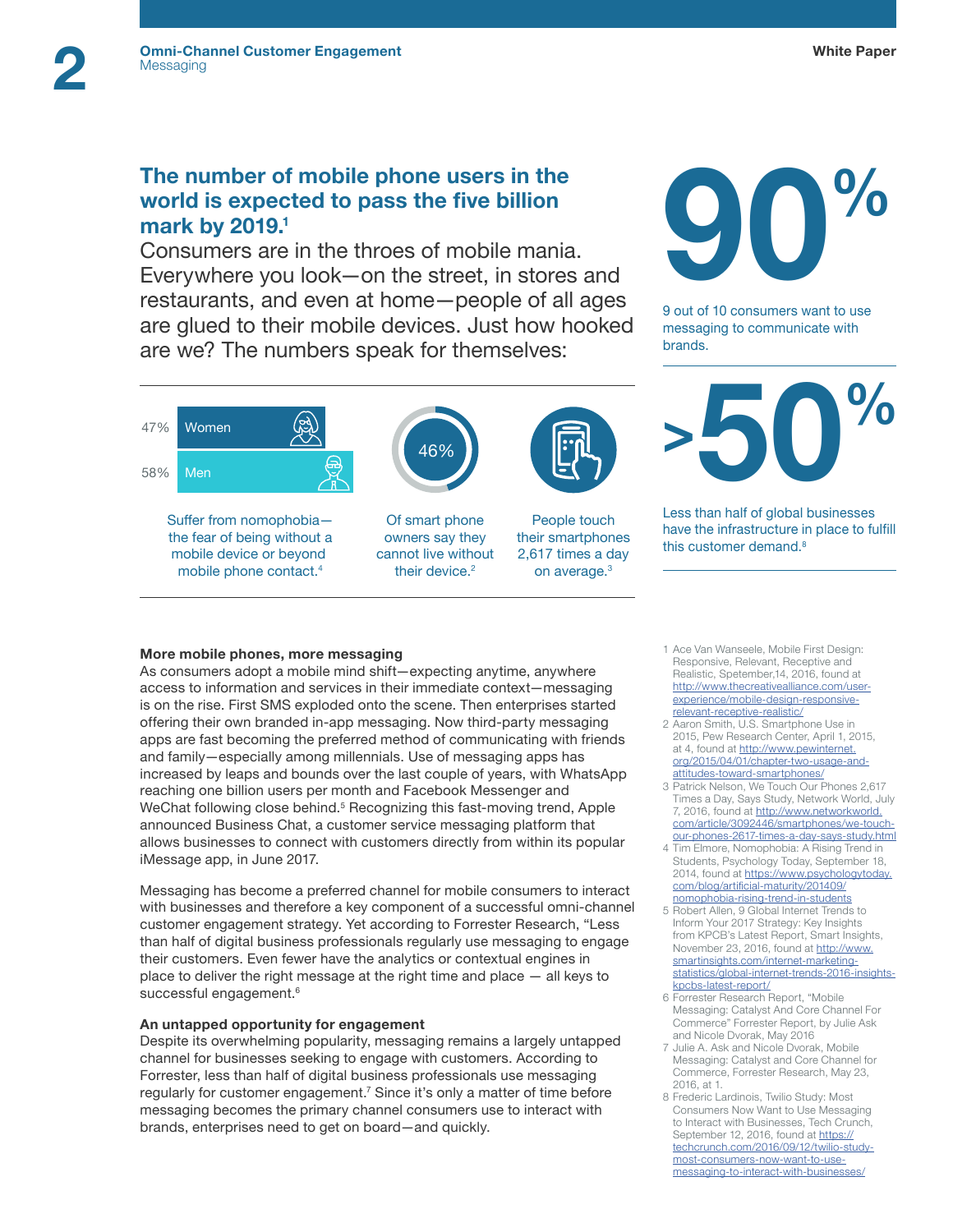## The number of mobile phone users in the world is expected to pass the five billion mark by 2019.[1]

Consumers are in the throes of mobile mania. Everywhere you look—on the street, in stores and restaurants, and even at home—people of all ages are glued to their mobile devices. Just how hooked are we? The numbers speak for themselves:

47% Women

58% Men

Suffer from nomophobia—the fear of being without a mobile device or beyond mobile phone contact.[4]

46%

Of smart phone owners say they cannot live without their device.[2]

People touch their smartphones 2,617 times a day on average.[3]

**90%**

9 out of 10 consumers want to use messaging to communicate with brands.

**>50%**

Less than half of global businesses have the infrastructure in place to fulfill this customer demand.[8]

**More mobile phones, more messaging**

As consumers adopt a mobile mind shift—expecting anytime, anywhere access to information and services in their immediate context—messaging is on the rise. First SMS exploded onto the scene. Then enterprises started offering their own branded in-app messaging. Now third-party messaging apps are fast becoming the preferred method of communicating with friends and family—especially among millennials. Use of messaging apps has increased by leaps and bounds over the last couple of years, with WhatsApp reaching one billion users per month and Facebook Messenger and WeChat following close behind.[5] Recognizing this fast-moving trend, Apple announced Business Chat, a customer service messaging platform that allows businesses to connect with customers directly from within its popular iMessage app, in June 2017.

Messaging has become a preferred channel for mobile consumers to interact with businesses and therefore a key component of a successful omni-channel customer engagement strategy. Yet according to Forrester Research, "Less than half of digital business professionals regularly use messaging to engage their customers. Even fewer have the analytics or contextual engines in place to deliver the right message at the right time and place — all keys to successful engagement.[6]

**An untapped opportunity for engagement**

Despite its overwhelming popularity, messaging remains a largely untapped channel for businesses seeking to engage with customers. According to Forrester, less than half of digital business professionals use messaging regularly for customer engagement.[7] Since it's only a matter of time before messaging becomes the primary channel consumers use to interact with brands, enterprises need to get on board—and quickly.

1 Ace Van Wanseele, Mobile First Design: Responsive, Relevant, Receptive and Realistic, Spetember,14, 2016, found at http://www.thecreativealliance.com/user-experience/mobile-design-responsive-relevant-receptive-realistic/

2 Aaron Smith, U.S. Smartphone Use in 2015, Pew Research Center, April 1, 2015, at 4, found at http://www.pewinternet.org/2015/04/01/chapter-two-usage-and-attitudes-toward-smartphones/

3 Patrick Nelson, We Touch Our Phones 2,617 Times a Day, Says Study, Network World, July 7, 2016, found at http://www.networkworld.com/article/3092446/smartphones/we-touch-our-phones-2617-times-a-day-says-study.html

4 Tim Elmore, Nomophobia: A Rising Trend in Students, Psychology Today, September 18, 2014, found at https://www.psychologytoday.com/blog/artificial-maturity/201409/nomophobia-rising-trend-in-students

5 Robert Allen, 9 Global Internet Trends to Inform Your 2017 Strategy: Key Insights from KPCB's Latest Report, Smart Insights, November 23, 2016, found at http://www.smartinsights.com/internet-marketing-statistics/global-internet-trends-2016-insights-kpcbs-latest-report/

6 Forrester Research Report, "Mobile Messaging: Catalyst And Core Channel For Commerce" Forrester Report, by Julie Ask and Nicole Dvorak, May 2016

7 Julie A. Ask and Nicole Dvorak, Mobile Messaging: Catalyst and Core Channel for Commerce, Forrester Research, May 23, 2016, at 1.

8 Frederic Lardinois, Twilio Study: Most Consumers Now Want to Use Messaging to Interact with Businesses, Tech Crunch, September 12, 2016, found at https://techcrunch.com/2016/09/12/twilio-study-most-consumers-now-want-to-use-messaging-to-interact-with-businesses/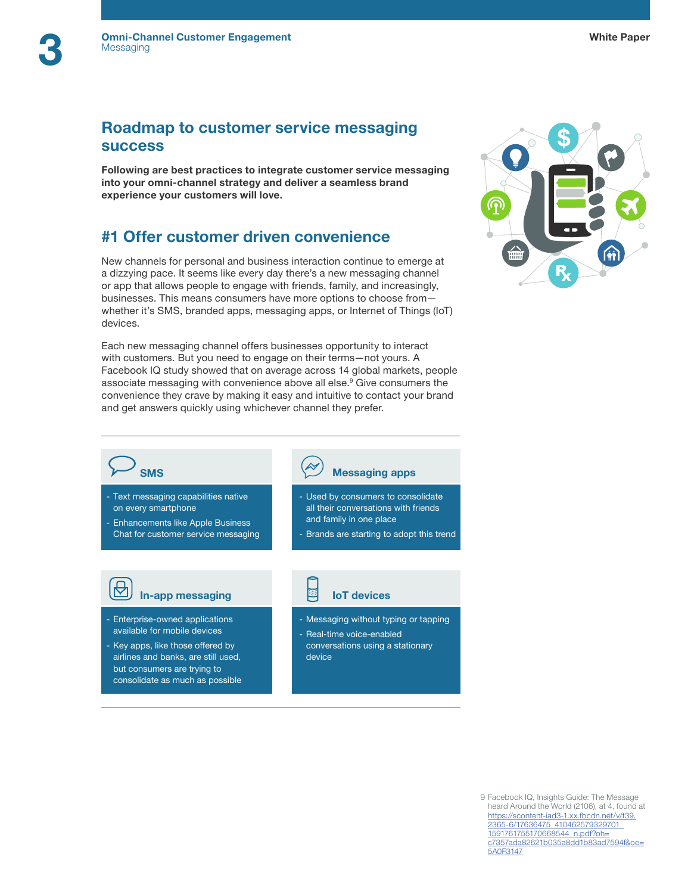## Roadmap to customer service messaging success

**Following are best practices to integrate customer service messaging into your omni-channel strategy and deliver a seamless brand experience your customers will love.**

### #1 Offer customer driven convenience

New channels for personal and business interaction continue to emerge at a dizzying pace. It seems like every day there's a new messaging channel or app that allows people to engage with friends, family, and increasingly, businesses. This means consumers have more options to choose from—whether it's SMS, branded apps, messaging apps, or Internet of Things (IoT) devices.

Each new messaging channel offers businesses opportunity to interact with customers. But you need to engage on their terms—not yours. A Facebook IQ study showed that on average across 14 global markets, people associate messaging with convenience above all else.[9] Give consumers the convenience they crave by making it easy and intuitive to contact your brand and get answers quickly using whichever channel they prefer.

#### SMS

- Text messaging capabilities native on every smartphone
- Enhancements like Apple Business Chat for customer service messaging

#### Messaging apps

- Used by consumers to consolidate all their conversations with friends and family in one place
- Brands are starting to adopt this trend

#### In-app messaging

- Enterprise-owned applications available for mobile devices
- Key apps, like those offered by airlines and banks, are still used, but consumers are trying to consolidate as much as possible

#### IoT devices

- Messaging without typing or tapping
- Real-time voice-enabled conversations using a stationary device

9 Facebook IQ, Insights Guide: The Message heard Around the World (2106), at 4, found at https://scontent-iad3-1.xx.fbcdn.net/v/t39.2365-6/17636475_410462579329701_1591761755170668544_n.pdf?oh=c7357ada82621b035a8dd1b83ad7594f&oe=5A0F3147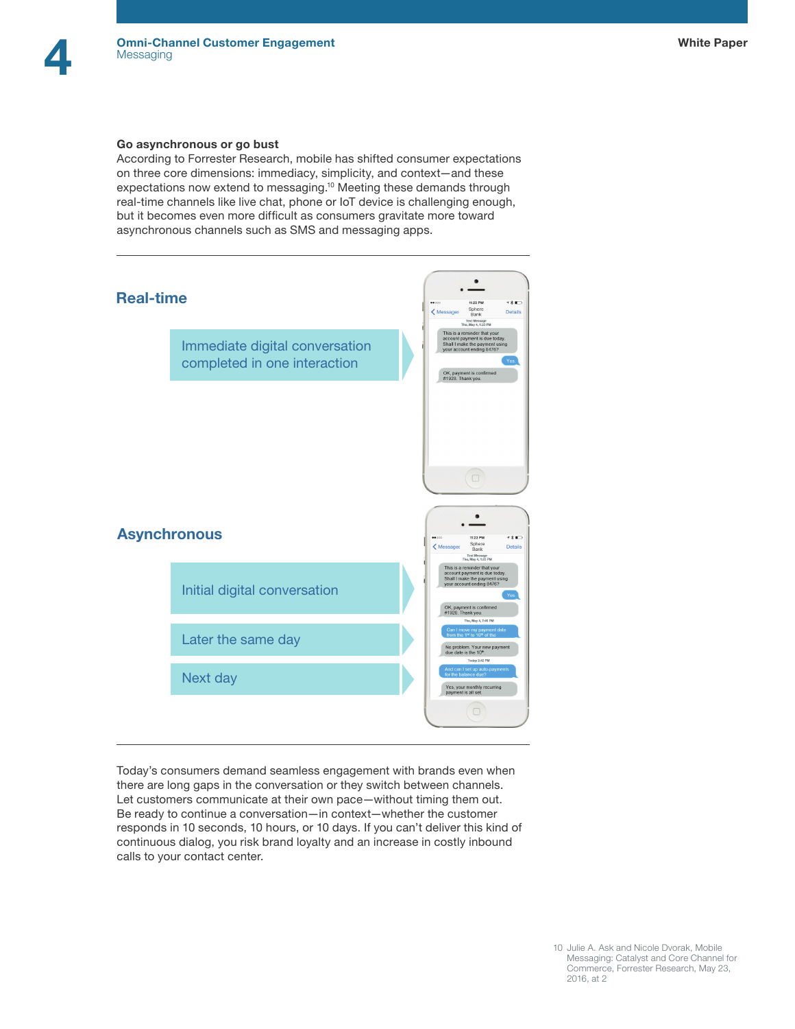## Go asynchronous or go bust

According to Forrester Research, mobile has shifted consumer expectations on three core dimensions: immediacy, simplicity, and context—and these expectations now extend to messaging.[10] Meeting these demands through real-time channels like live chat, phone or IoT device is challenging enough, but it becomes even more difficult as consumers gravitate more toward asynchronous channels such as SMS and messaging apps.

### Real-time

Immediate digital conversation completed in one interaction

### Asynchronous

Initial digital conversation

Later the same day

Next day

Today's consumers demand seamless engagement with brands even when there are long gaps in the conversation or they switch between channels. Let customers communicate at their own pace—without timing them out. Be ready to continue a conversation—in context—whether the customer responds in 10 seconds, 10 hours, or 10 days. If you can't deliver this kind of continuous dialog, you risk brand loyalty and an increase in costly inbound calls to your contact center.

10 Julie A. Ask and Nicole Dvorak, Mobile Messaging: Catalyst and Core Channel for Commerce, Forrester Research, May 23, 2016, at 2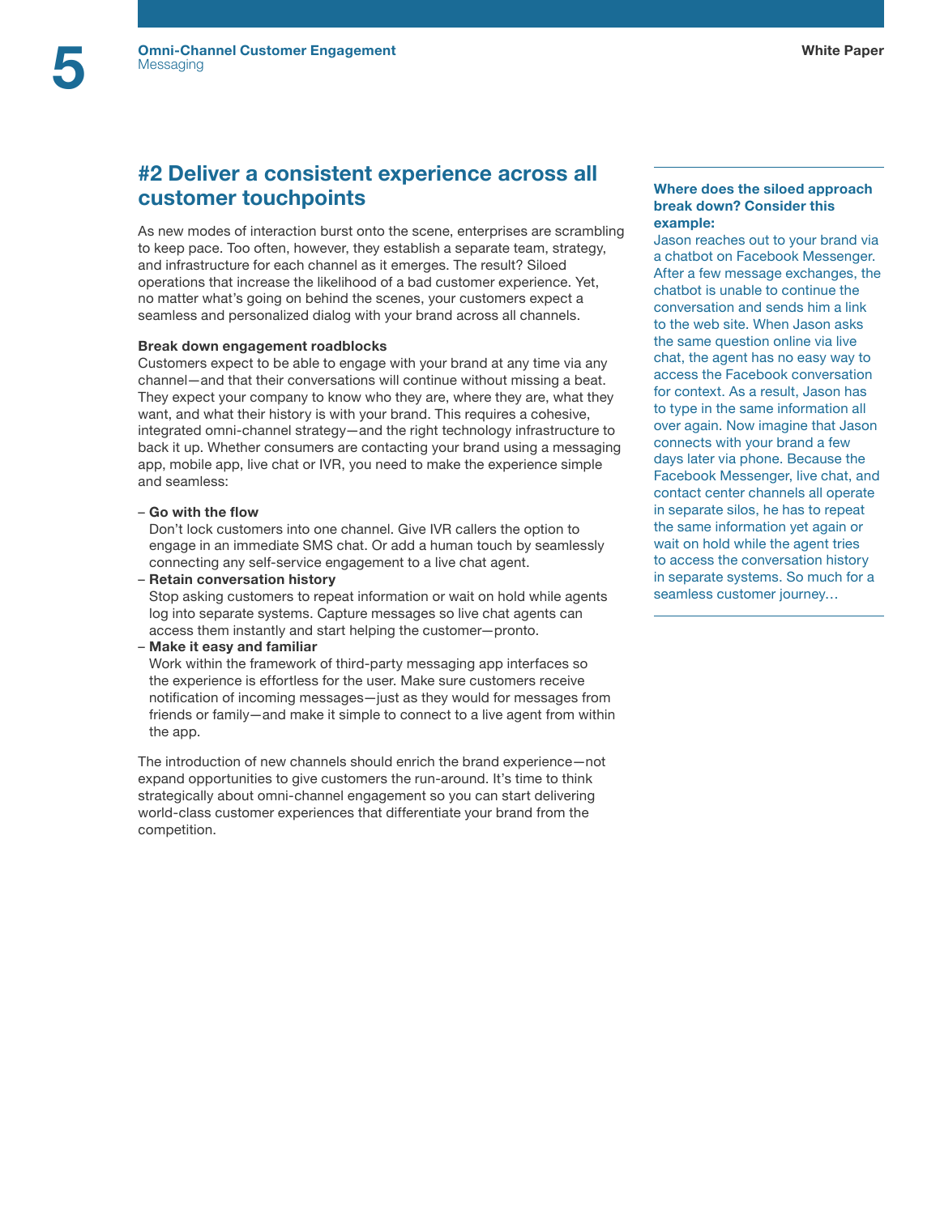## #2 Deliver a consistent experience across all customer touchpoints

As new modes of interaction burst onto the scene, enterprises are scrambling to keep pace. Too often, however, they establish a separate team, strategy, and infrastructure for each channel as it emerges. The result? Siloed operations that increase the likelihood of a bad customer experience. Yet, no matter what's going on behind the scenes, your customers expect a seamless and personalized dialog with your brand across all channels.

**Break down engagement roadblocks**

Customers expect to be able to engage with your brand at any time via any channel—and that their conversations will continue without missing a beat. They expect your company to know who they are, where they are, what they want, and what their history is with your brand. This requires a cohesive, integrated omni-channel strategy—and the right technology infrastructure to back it up. Whether consumers are contacting your brand using a messaging app, mobile app, live chat or IVR, you need to make the experience simple and seamless:

- **Go with the flow**
  Don't lock customers into one channel. Give IVR callers the option to engage in an immediate SMS chat. Or add a human touch by seamlessly connecting any self-service engagement to a live chat agent.
- **Retain conversation history**
  Stop asking customers to repeat information or wait on hold while agents log into separate systems. Capture messages so live chat agents can access them instantly and start helping the customer—pronto.
- **Make it easy and familiar**
  Work within the framework of third-party messaging app interfaces so the experience is effortless for the user. Make sure customers receive notification of incoming messages—just as they would for messages from friends or family—and make it simple to connect to a live agent from within the app.

The introduction of new channels should enrich the brand experience—not expand opportunities to give customers the run-around. It's time to think strategically about omni-channel engagement so you can start delivering world-class customer experiences that differentiate your brand from the competition.

**Where does the siloed approach break down? Consider this example:**

Jason reaches out to your brand via a chatbot on Facebook Messenger. After a few message exchanges, the chatbot is unable to continue the conversation and sends him a link to the web site. When Jason asks the same question online via live chat, the agent has no easy way to access the Facebook conversation for context. As a result, Jason has to type in the same information all over again. Now imagine that Jason connects with your brand a few days later via phone. Because the Facebook Messenger, live chat, and contact center channels all operate in separate silos, he has to repeat the same information yet again or wait on hold while the agent tries to access the conversation history in separate systems. So much for a seamless customer journey…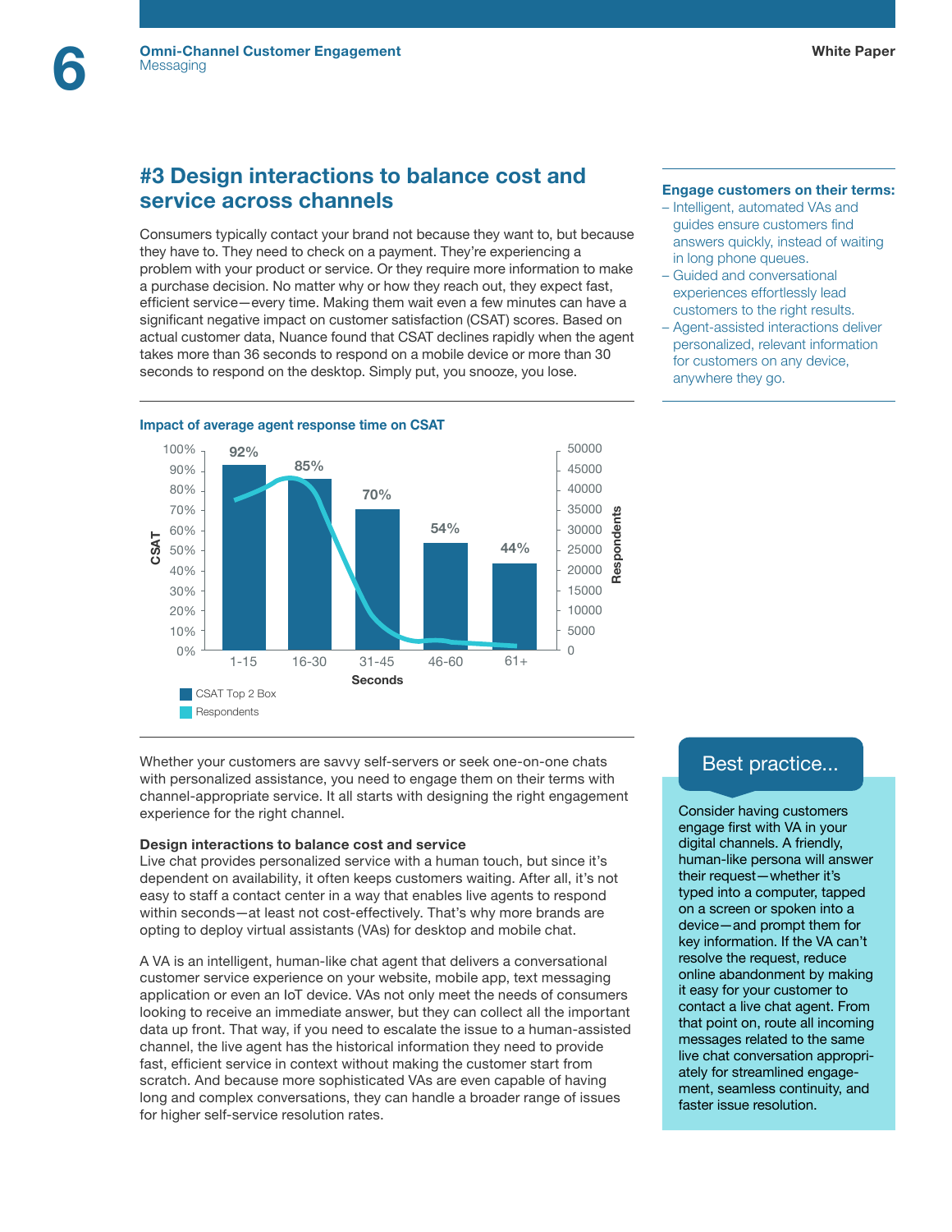## #3 Design interactions to balance cost and service across channels

Consumers typically contact your brand not because they want to, but because they have to. They need to check on a payment. They're experiencing a problem with your product or service. Or they require more information to make a purchase decision. No matter why or how they reach out, they expect fast, efficient service—every time. Making them wait even a few minutes can have a significant negative impact on customer satisfaction (CSAT) scores. Based on actual customer data, Nuance found that CSAT declines rapidly when the agent takes more than 36 seconds to respond on a mobile device or more than 30 seconds to respond on the desktop. Simply put, you snooze, you lose.

**Impact of average agent response time on CSAT**

| Seconds | CSAT Top 2 Box |
|---|---|
| 1-15 | 92% |
| 16-30 | 85% |
| 31-45 | 70% |
| 46-60 | 54% |
| 61+ | 44% |

CSAT Top 2 Box
Respondents

Whether your customers are savvy self-servers or seek one-on-one chats with personalized assistance, you need to engage them on their terms with channel-appropriate service. It all starts with designing the right engagement experience for the right channel.

### Design interactions to balance cost and service

Live chat provides personalized service with a human touch, but since it's dependent on availability, it often keeps customers waiting. After all, it's not easy to staff a contact center in a way that enables live agents to respond within seconds—at least not cost-effectively. That's why more brands are opting to deploy virtual assistants (VAs) for desktop and mobile chat.

A VA is an intelligent, human-like chat agent that delivers a conversational customer service experience on your website, mobile app, text messaging application or even an IoT device. VAs not only meet the needs of consumers looking to receive an immediate answer, but they can collect all the important data up front. That way, if you need to escalate the issue to a human-assisted channel, the live agent has the historical information they need to provide fast, efficient service in context without making the customer start from scratch. And because more sophisticated VAs are even capable of having long and complex conversations, they can handle a broader range of issues for higher self-service resolution rates.

**Engage customers on their terms:**

- Intelligent, automated VAs and guides ensure customers find answers quickly, instead of waiting in long phone queues.
- Guided and conversational experiences effortlessly lead customers to the right results.
- Agent-assisted interactions deliver personalized, relevant information for customers on any device, anywhere they go.

**Best practice...**

Consider having customers engage first with VA in your digital channels. A friendly, human-like persona will answer their request—whether it's typed into a computer, tapped on a screen or spoken into a device—and prompt them for key information. If the VA can't resolve the request, reduce online abandonment by making it easy for your customer to contact a live chat agent. From that point on, route all incoming messages related to the same live chat conversation appropriately for streamlined engagement, seamless continuity, and faster issue resolution.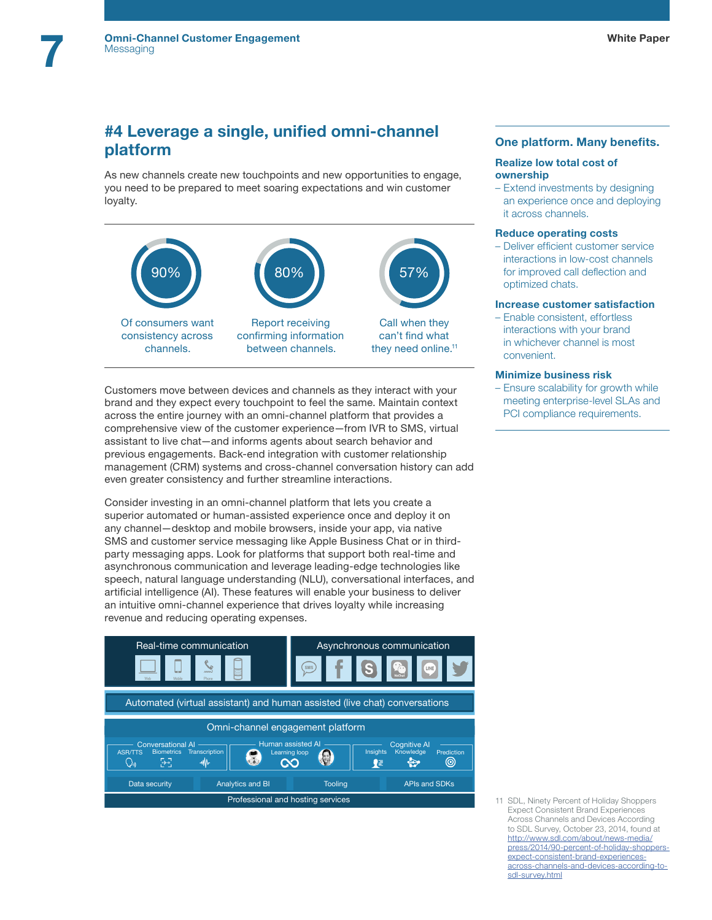## #4 Leverage a single, unified omni-channel platform

As new channels create new touchpoints and new opportunities to engage, you need to be prepared to meet soaring expectations and win customer loyalty.

**90%** Of consumers want consistency across channels.

**80%** Report receiving confirming information between channels.

**57%** Call when they can't find what they need online.[11]

Customers move between devices and channels as they interact with your brand and they expect every touchpoint to feel the same. Maintain context across the entire journey with an omni-channel platform that provides a comprehensive view of the customer experience—from IVR to SMS, virtual assistant to live chat—and informs agents about search behavior and previous engagements. Back-end integration with customer relationship management (CRM) systems and cross-channel conversation history can add even greater consistency and further streamline interactions.

Consider investing in an omni-channel platform that lets you create a superior automated or human-assisted experience once and deploy it on any channel—desktop and mobile browsers, inside your app, via native SMS and customer service messaging like Apple Business Chat or in third-party messaging apps. Look for platforms that support both real-time and asynchronous communication and leverage leading-edge technologies like speech, natural language understanding (NLU), conversational interfaces, and artificial intelligence (AI). These features will enable your business to deliver an intuitive omni-channel experience that drives loyalty while increasing revenue and reducing operating expenses.

Real-time communication: Web, Mobile, Phone

Asynchronous communication: SMS, Facebook, Skype, WeChat, LINE, Twitter

Automated (virtual assistant) and human assisted (live chat) conversations

Omni-channel engagement platform

- Conversational AI: ASR/TTS, Biometrics, Transcription
- Human assisted AI: Learning loop
- Cognitive AI: Insights, Knowledge, Prediction

Data security | Analytics and BI | Tooling | APIs and SDKs

Professional and hosting services

### One platform. Many benefits.

**Realize low total cost of ownership**
– Extend investments by designing an experience once and deploying it across channels.

**Reduce operating costs**
– Deliver efficient customer service interactions in low-cost channels for improved call deflection and optimized chats.

**Increase customer satisfaction**
– Enable consistent, effortless interactions with your brand in whichever channel is most convenient.

**Minimize business risk**
– Ensure scalability for growth while meeting enterprise-level SLAs and PCI compliance requirements.

11 SDL, Ninety Percent of Holiday Shoppers Expect Consistent Brand Experiences Across Channels and Devices According to SDL Survey, October 23, 2014, found at http://www.sdl.com/about/news-media/press/2014/90-percent-of-holiday-shoppers-expect-consistent-brand-experiences-across-channels-and-devices-according-to-sdl-survey.html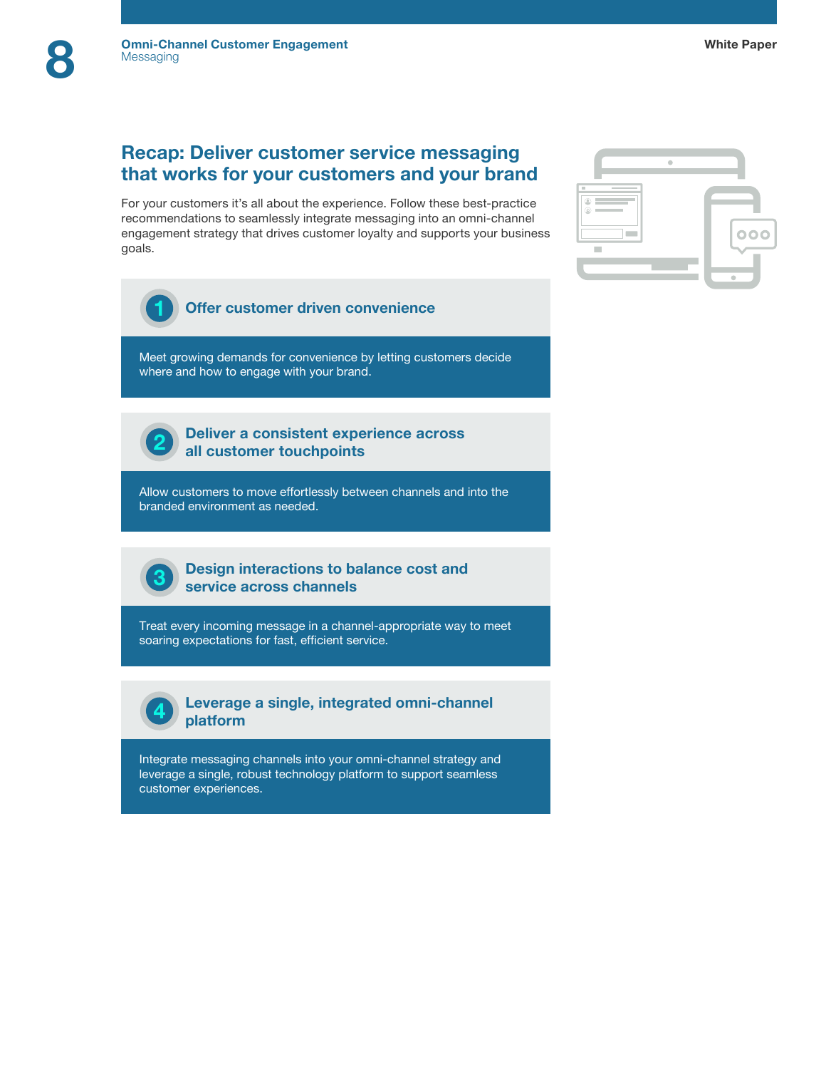## Recap: Deliver customer service messaging that works for your customers and your brand

For your customers it's all about the experience. Follow these best-practice recommendations to seamlessly integrate messaging into an omni-channel engagement strategy that drives customer loyalty and supports your business goals.

### 1 Offer customer driven convenience

Meet growing demands for convenience by letting customers decide where and how to engage with your brand.

### 2 Deliver a consistent experience across all customer touchpoints

Allow customers to move effortlessly between channels and into the branded environment as needed.

### 3 Design interactions to balance cost and service across channels

Treat every incoming message in a channel-appropriate way to meet soaring expectations for fast, efficient service.

### 4 Leverage a single, integrated omni-channel platform

Integrate messaging channels into your omni-channel strategy and leverage a single, robust technology platform to support seamless customer experiences.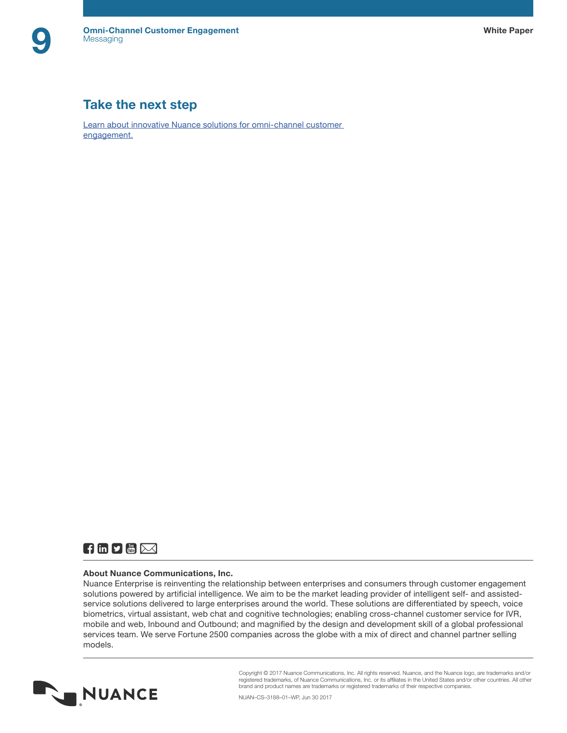## Take the next step

Learn about innovative Nuance solutions for omni-channel customer engagement.

**About Nuance Communications, Inc.**

Nuance Enterprise is reinventing the relationship between enterprises and consumers through customer engagement solutions powered by artificial intelligence. We aim to be the market leading provider of intelligent self- and assisted-service solutions delivered to large enterprises around the world. These solutions are differentiated by speech, voice biometrics, virtual assistant, web chat and cognitive technologies; enabling cross-channel customer service for IVR, mobile and web, Inbound and Outbound; and magnified by the design and development skill of a global professional services team. We serve Fortune 2500 companies across the globe with a mix of direct and channel partner selling models.

Copyright © 2017 Nuance Communications, Inc. All rights reserved. Nuance, and the Nuance logo, are trademarks and/or registered trademarks, of Nuance Communications, Inc. or its affiliates in the United States and/or other countries. All other brand and product names are trademarks or registered trademarks of their respective companies.

NUAN–CS–3188–01–WP, Jun 30 2017